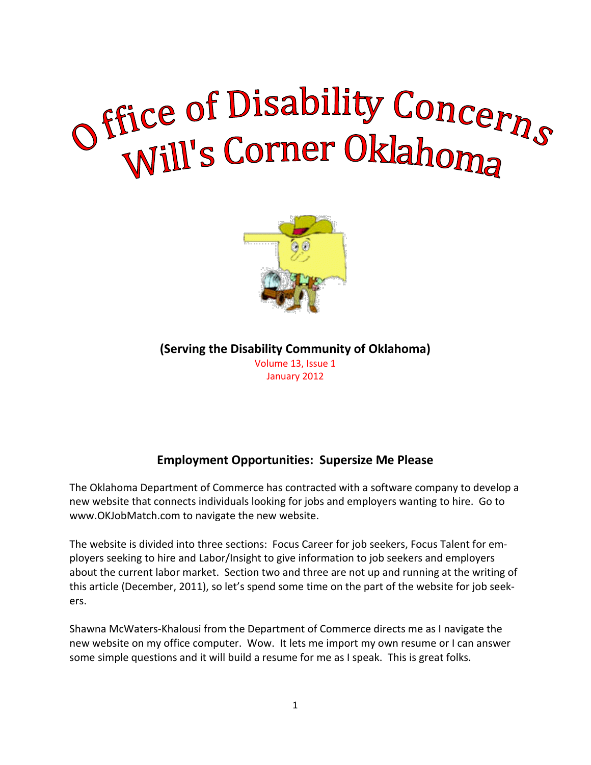# Office of Disability Concerns Will's Corner Oklahoma

**(Serving the Disability Community of Oklahoma)**

Volume 13, Issue 1
January 2012

## Employment Opportunities: Supersize Me Please

The Oklahoma Department of Commerce has contracted with a software company to develop a new website that connects individuals looking for jobs and employers wanting to hire. Go to www.OKJobMatch.com to navigate the new website.

The website is divided into three sections: Focus Career for job seekers, Focus Talent for employers seeking to hire and Labor/Insight to give information to job seekers and employers about the current labor market. Section two and three are not up and running at the writing of this article (December, 2011), so let's spend some time on the part of the website for job seekers.

Shawna McWaters-Khalousi from the Department of Commerce directs me as I navigate the new website on my office computer. Wow. It lets me import my own resume or I can answer some simple questions and it will build a resume for me as I speak. This is great folks.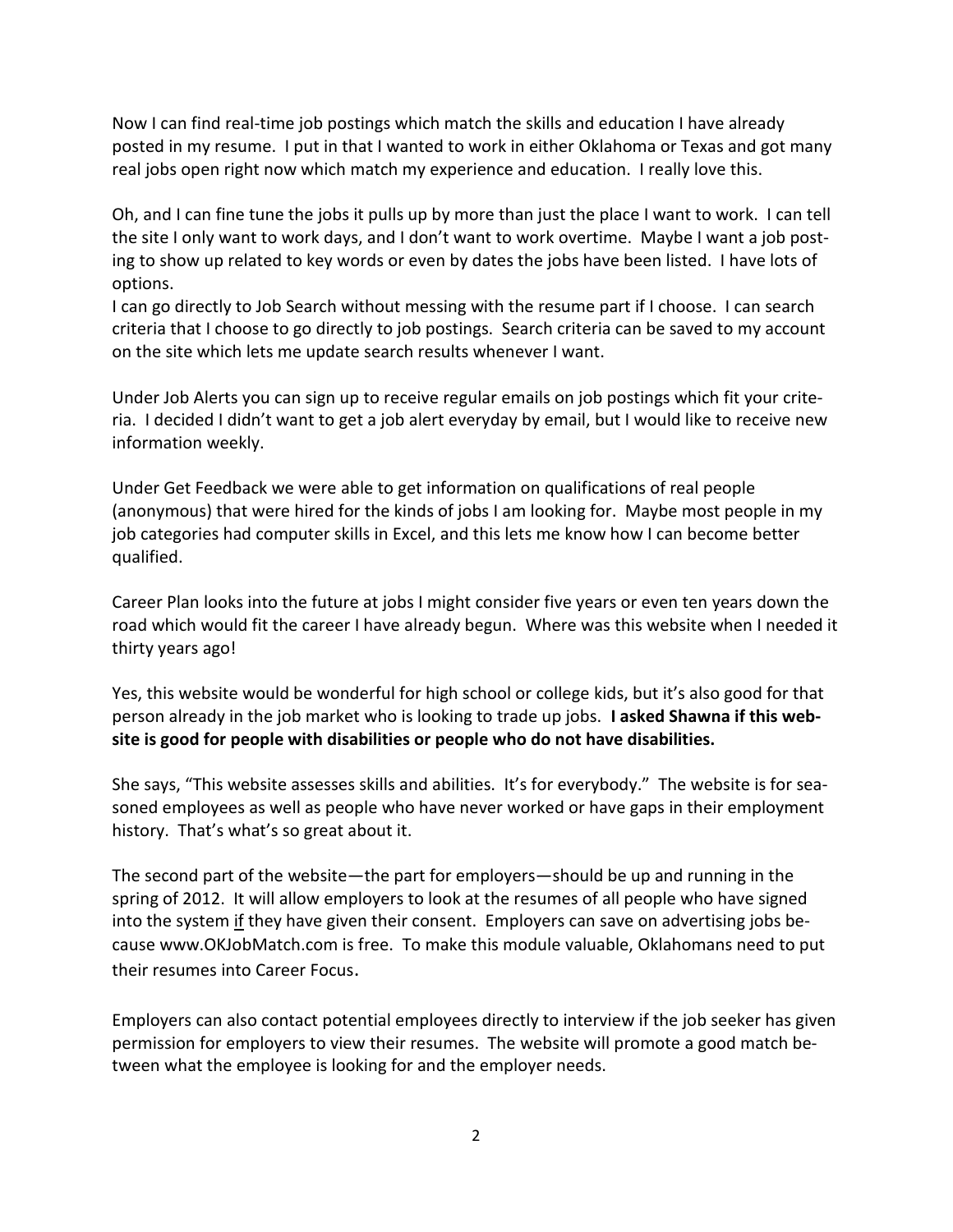Now I can find real-time job postings which match the skills and education I have already posted in my resume. I put in that I wanted to work in either Oklahoma or Texas and got many real jobs open right now which match my experience and education. I really love this.

Oh, and I can fine tune the jobs it pulls up by more than just the place I want to work. I can tell the site I only want to work days, and I don't want to work overtime. Maybe I want a job posting to show up related to key words or even by dates the jobs have been listed. I have lots of options.
I can go directly to Job Search without messing with the resume part if I choose. I can search criteria that I choose to go directly to job postings. Search criteria can be saved to my account on the site which lets me update search results whenever I want.

Under Job Alerts you can sign up to receive regular emails on job postings which fit your criteria. I decided I didn't want to get a job alert everyday by email, but I would like to receive new information weekly.

Under Get Feedback we were able to get information on qualifications of real people (anonymous) that were hired for the kinds of jobs I am looking for. Maybe most people in my job categories had computer skills in Excel, and this lets me know how I can become better qualified.

Career Plan looks into the future at jobs I might consider five years or even ten years down the road which would fit the career I have already begun. Where was this website when I needed it thirty years ago!

Yes, this website would be wonderful for high school or college kids, but it's also good for that person already in the job market who is looking to trade up jobs. **I asked Shawna if this website is good for people with disabilities or people who do not have disabilities.**

She says, "This website assesses skills and abilities. It's for everybody." The website is for seasoned employees as well as people who have never worked or have gaps in their employment history. That's what's so great about it.

The second part of the website—the part for employers—should be up and running in the spring of 2012. It will allow employers to look at the resumes of all people who have signed into the system <u>if</u> they have given their consent. Employers can save on advertising jobs because www.OKJobMatch.com is free. To make this module valuable, Oklahomans need to put their resumes into Career Focus.

Employers can also contact potential employees directly to interview if the job seeker has given permission for employers to view their resumes. The website will promote a good match between what the employee is looking for and the employer needs.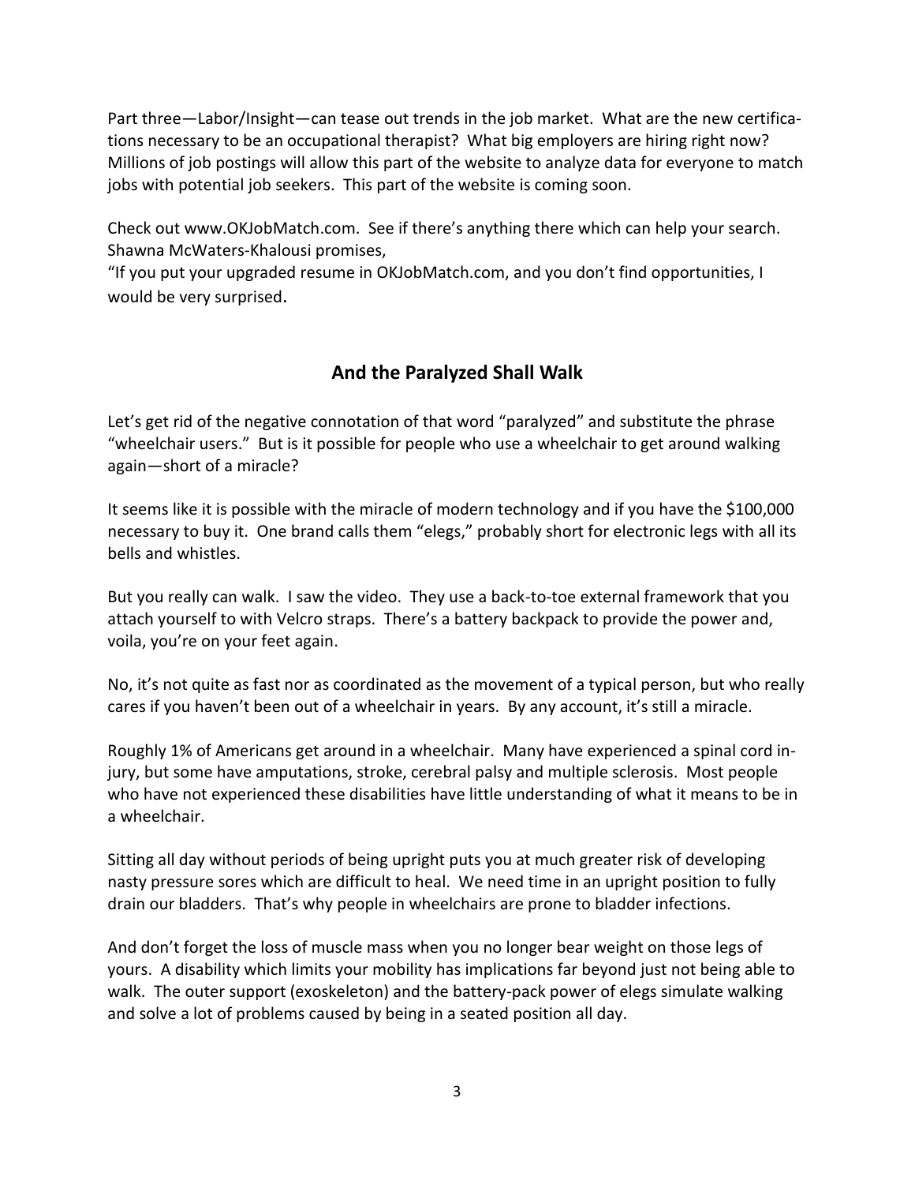Part three—Labor/Insight—can tease out trends in the job market. What are the new certifications necessary to be an occupational therapist? What big employers are hiring right now? Millions of job postings will allow this part of the website to analyze data for everyone to match jobs with potential job seekers. This part of the website is coming soon.

Check out www.OKJobMatch.com. See if there's anything there which can help your search. Shawna McWaters-Khalousi promises,
"If you put your upgraded resume in OKJobMatch.com, and you don't find opportunities, I would be very surprised.

## And the Paralyzed Shall Walk

Let's get rid of the negative connotation of that word "paralyzed" and substitute the phrase "wheelchair users." But is it possible for people who use a wheelchair to get around walking again—short of a miracle?

It seems like it is possible with the miracle of modern technology and if you have the $100,000 necessary to buy it. One brand calls them "elegs," probably short for electronic legs with all its bells and whistles.

But you really can walk. I saw the video. They use a back-to-toe external framework that you attach yourself to with Velcro straps. There's a battery backpack to provide the power and, voila, you're on your feet again.

No, it's not quite as fast nor as coordinated as the movement of a typical person, but who really cares if you haven't been out of a wheelchair in years. By any account, it's still a miracle.

Roughly 1% of Americans get around in a wheelchair. Many have experienced a spinal cord injury, but some have amputations, stroke, cerebral palsy and multiple sclerosis. Most people who have not experienced these disabilities have little understanding of what it means to be in a wheelchair.

Sitting all day without periods of being upright puts you at much greater risk of developing nasty pressure sores which are difficult to heal. We need time in an upright position to fully drain our bladders. That's why people in wheelchairs are prone to bladder infections.

And don't forget the loss of muscle mass when you no longer bear weight on those legs of yours. A disability which limits your mobility has implications far beyond just not being able to walk. The outer support (exoskeleton) and the battery-pack power of elegs simulate walking and solve a lot of problems caused by being in a seated position all day.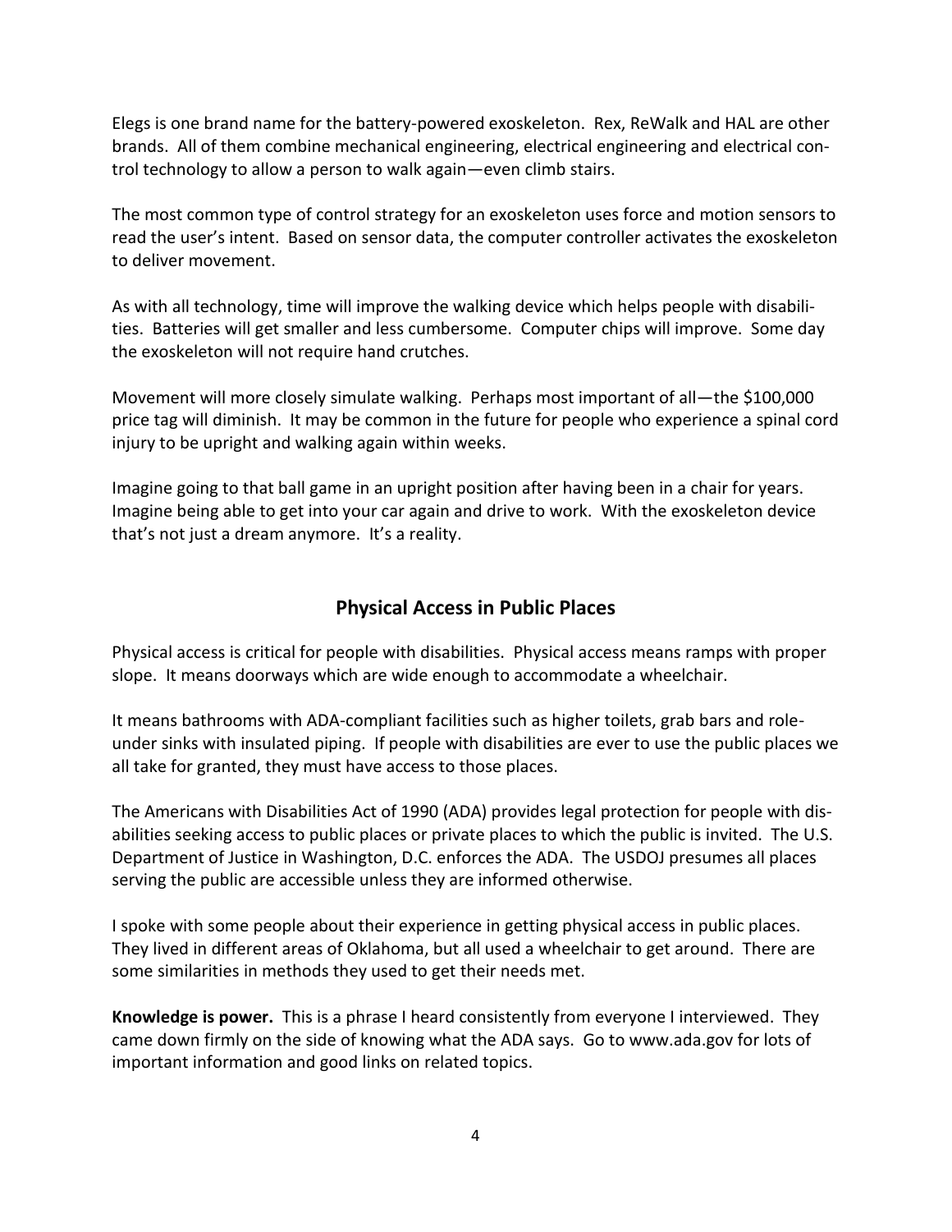Elegs is one brand name for the battery-powered exoskeleton. Rex, ReWalk and HAL are other brands. All of them combine mechanical engineering, electrical engineering and electrical control technology to allow a person to walk again—even climb stairs.

The most common type of control strategy for an exoskeleton uses force and motion sensors to read the user's intent. Based on sensor data, the computer controller activates the exoskeleton to deliver movement.

As with all technology, time will improve the walking device which helps people with disabilities. Batteries will get smaller and less cumbersome. Computer chips will improve. Some day the exoskeleton will not require hand crutches.

Movement will more closely simulate walking. Perhaps most important of all—the $100,000 price tag will diminish. It may be common in the future for people who experience a spinal cord injury to be upright and walking again within weeks.

Imagine going to that ball game in an upright position after having been in a chair for years. Imagine being able to get into your car again and drive to work. With the exoskeleton device that's not just a dream anymore. It's a reality.

## Physical Access in Public Places

Physical access is critical for people with disabilities. Physical access means ramps with proper slope. It means doorways which are wide enough to accommodate a wheelchair.

It means bathrooms with ADA-compliant facilities such as higher toilets, grab bars and role-under sinks with insulated piping. If people with disabilities are ever to use the public places we all take for granted, they must have access to those places.

The Americans with Disabilities Act of 1990 (ADA) provides legal protection for people with disabilities seeking access to public places or private places to which the public is invited. The U.S. Department of Justice in Washington, D.C. enforces the ADA. The USDOJ presumes all places serving the public are accessible unless they are informed otherwise.

I spoke with some people about their experience in getting physical access in public places. They lived in different areas of Oklahoma, but all used a wheelchair to get around. There are some similarities in methods they used to get their needs met.

**Knowledge is power.** This is a phrase I heard consistently from everyone I interviewed. They came down firmly on the side of knowing what the ADA says. Go to www.ada.gov for lots of important information and good links on related topics.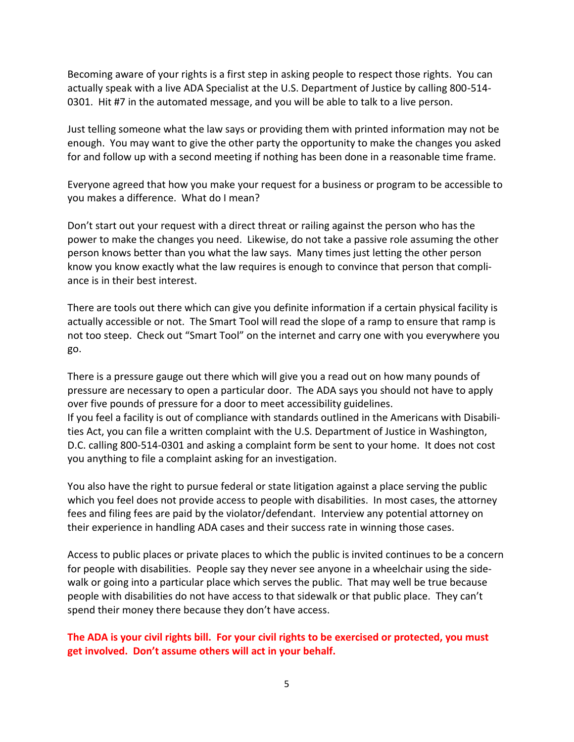Becoming aware of your rights is a first step in asking people to respect those rights. You can actually speak with a live ADA Specialist at the U.S. Department of Justice by calling 800-514-0301. Hit #7 in the automated message, and you will be able to talk to a live person.

Just telling someone what the law says or providing them with printed information may not be enough. You may want to give the other party the opportunity to make the changes you asked for and follow up with a second meeting if nothing has been done in a reasonable time frame.

Everyone agreed that how you make your request for a business or program to be accessible to you makes a difference. What do I mean?

Don't start out your request with a direct threat or railing against the person who has the power to make the changes you need. Likewise, do not take a passive role assuming the other person knows better than you what the law says. Many times just letting the other person know you know exactly what the law requires is enough to convince that person that compliance is in their best interest.

There are tools out there which can give you definite information if a certain physical facility is actually accessible or not. The Smart Tool will read the slope of a ramp to ensure that ramp is not too steep. Check out "Smart Tool" on the internet and carry one with you everywhere you go.

There is a pressure gauge out there which will give you a read out on how many pounds of pressure are necessary to open a particular door. The ADA says you should not have to apply over five pounds of pressure for a door to meet accessibility guidelines.
If you feel a facility is out of compliance with standards outlined in the Americans with Disabilities Act, you can file a written complaint with the U.S. Department of Justice in Washington, D.C. calling 800-514-0301 and asking a complaint form be sent to your home. It does not cost you anything to file a complaint asking for an investigation.

You also have the right to pursue federal or state litigation against a place serving the public which you feel does not provide access to people with disabilities. In most cases, the attorney fees and filing fees are paid by the violator/defendant. Interview any potential attorney on their experience in handling ADA cases and their success rate in winning those cases.

Access to public places or private places to which the public is invited continues to be a concern for people with disabilities. People say they never see anyone in a wheelchair using the sidewalk or going into a particular place which serves the public. That may well be true because people with disabilities do not have access to that sidewalk or that public place. They can't spend their money there because they don't have access.

**The ADA is your civil rights bill. For your civil rights to be exercised or protected, you must get involved. Don't assume others will act in your behalf.**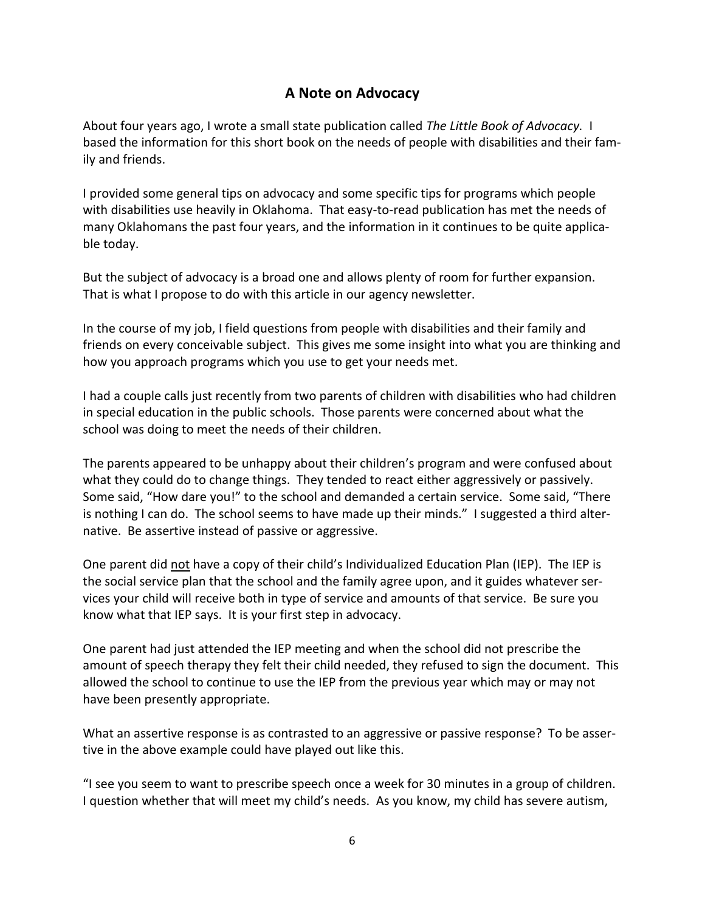## A Note on Advocacy

About four years ago, I wrote a small state publication called *The Little Book of Advocacy.* I based the information for this short book on the needs of people with disabilities and their family and friends.

I provided some general tips on advocacy and some specific tips for programs which people with disabilities use heavily in Oklahoma. That easy-to-read publication has met the needs of many Oklahomans the past four years, and the information in it continues to be quite applicable today.

But the subject of advocacy is a broad one and allows plenty of room for further expansion. That is what I propose to do with this article in our agency newsletter.

In the course of my job, I field questions from people with disabilities and their family and friends on every conceivable subject. This gives me some insight into what you are thinking and how you approach programs which you use to get your needs met.

I had a couple calls just recently from two parents of children with disabilities who had children in special education in the public schools. Those parents were concerned about what the school was doing to meet the needs of their children.

The parents appeared to be unhappy about their children's program and were confused about what they could do to change things. They tended to react either aggressively or passively. Some said, "How dare you!" to the school and demanded a certain service. Some said, "There is nothing I can do. The school seems to have made up their minds." I suggested a third alternative. Be assertive instead of passive or aggressive.

One parent did <u>not</u> have a copy of their child's Individualized Education Plan (IEP). The IEP is the social service plan that the school and the family agree upon, and it guides whatever services your child will receive both in type of service and amounts of that service. Be sure you know what that IEP says. It is your first step in advocacy.

One parent had just attended the IEP meeting and when the school did not prescribe the amount of speech therapy they felt their child needed, they refused to sign the document. This allowed the school to continue to use the IEP from the previous year which may or may not have been presently appropriate.

What an assertive response is as contrasted to an aggressive or passive response? To be assertive in the above example could have played out like this.

"I see you seem to want to prescribe speech once a week for 30 minutes in a group of children. I question whether that will meet my child's needs. As you know, my child has severe autism,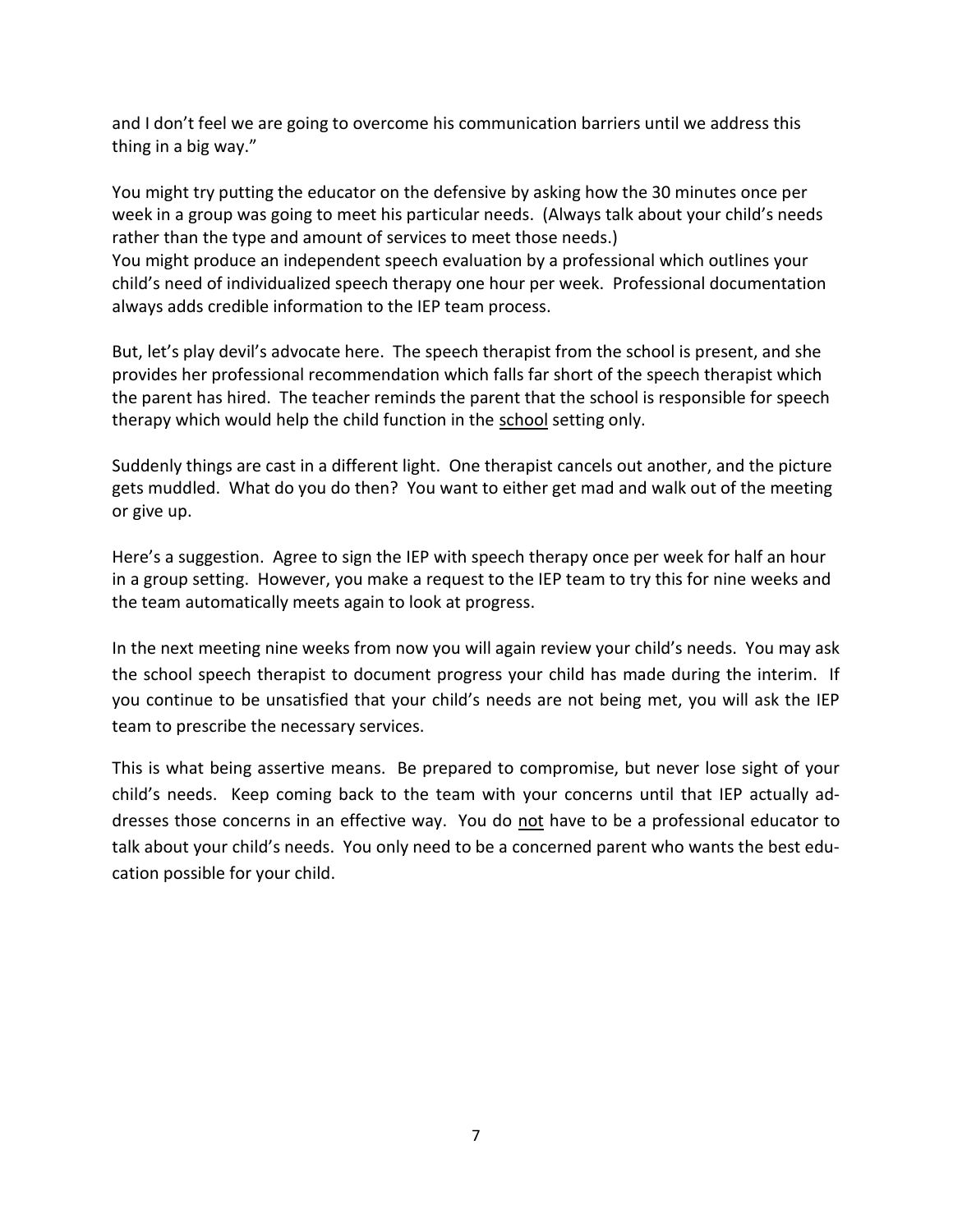and I don't feel we are going to overcome his communication barriers until we address this thing in a big way."

You might try putting the educator on the defensive by asking how the 30 minutes once per week in a group was going to meet his particular needs. (Always talk about your child's needs rather than the type and amount of services to meet those needs.)
You might produce an independent speech evaluation by a professional which outlines your child's need of individualized speech therapy one hour per week. Professional documentation always adds credible information to the IEP team process.

But, let's play devil's advocate here. The speech therapist from the school is present, and she provides her professional recommendation which falls far short of the speech therapist which the parent has hired. The teacher reminds the parent that the school is responsible for speech therapy which would help the child function in the <u>school</u> setting only.

Suddenly things are cast in a different light. One therapist cancels out another, and the picture gets muddled. What do you do then? You want to either get mad and walk out of the meeting or give up.

Here's a suggestion. Agree to sign the IEP with speech therapy once per week for half an hour in a group setting. However, you make a request to the IEP team to try this for nine weeks and the team automatically meets again to look at progress.

In the next meeting nine weeks from now you will again review your child's needs. You may ask the school speech therapist to document progress your child has made during the interim. If you continue to be unsatisfied that your child's needs are not being met, you will ask the IEP team to prescribe the necessary services.

This is what being assertive means. Be prepared to compromise, but never lose sight of your child's needs. Keep coming back to the team with your concerns until that IEP actually addresses those concerns in an effective way. You do <u>not</u> have to be a professional educator to talk about your child's needs. You only need to be a concerned parent who wants the best education possible for your child.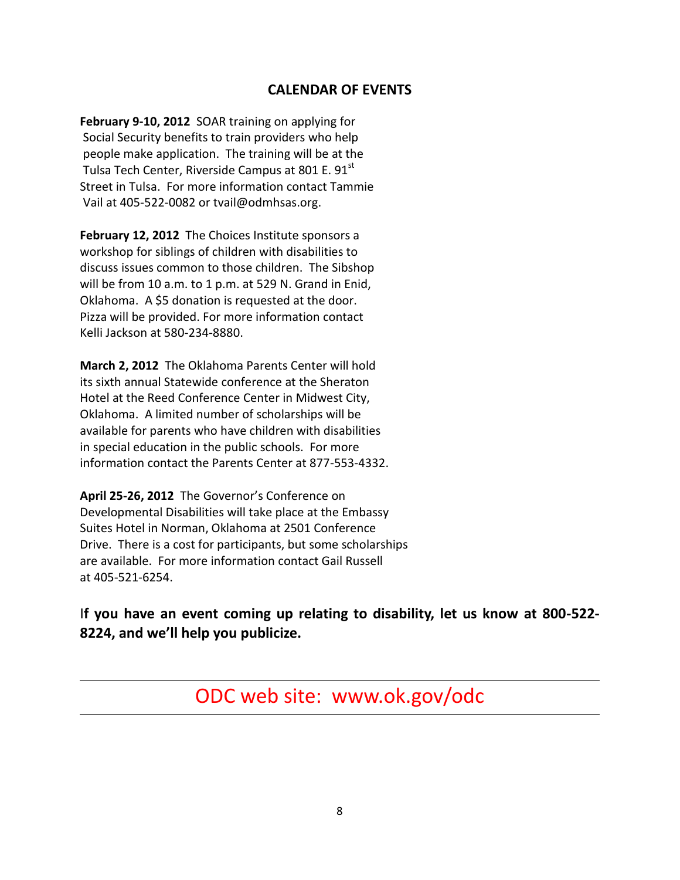## CALENDAR OF EVENTS

**February 9-10, 2012** SOAR training on applying for Social Security benefits to train providers who help people make application. The training will be at the Tulsa Tech Center, Riverside Campus at 801 E. 91st Street in Tulsa. For more information contact Tammie Vail at 405-522-0082 or tvail@odmhsas.org.

**February 12, 2012** The Choices Institute sponsors a workshop for siblings of children with disabilities to discuss issues common to those children. The Sibshop will be from 10 a.m. to 1 p.m. at 529 N. Grand in Enid, Oklahoma. A $5 donation is requested at the door. Pizza will be provided. For more information contact Kelli Jackson at 580-234-8880.

**March 2, 2012** The Oklahoma Parents Center will hold its sixth annual Statewide conference at the Sheraton Hotel at the Reed Conference Center in Midwest City, Oklahoma. A limited number of scholarships will be available for parents who have children with disabilities in special education in the public schools. For more information contact the Parents Center at 877-553-4332.

**April 25-26, 2012** The Governor's Conference on Developmental Disabilities will take place at the Embassy Suites Hotel in Norman, Oklahoma at 2501 Conference Drive. There is a cost for participants, but some scholarships are available. For more information contact Gail Russell at 405-521-6254.

**If you have an event coming up relating to disability, let us know at 800-522-8224, and we'll help you publicize.**

---

ODC web site: www.ok.gov/odc

---